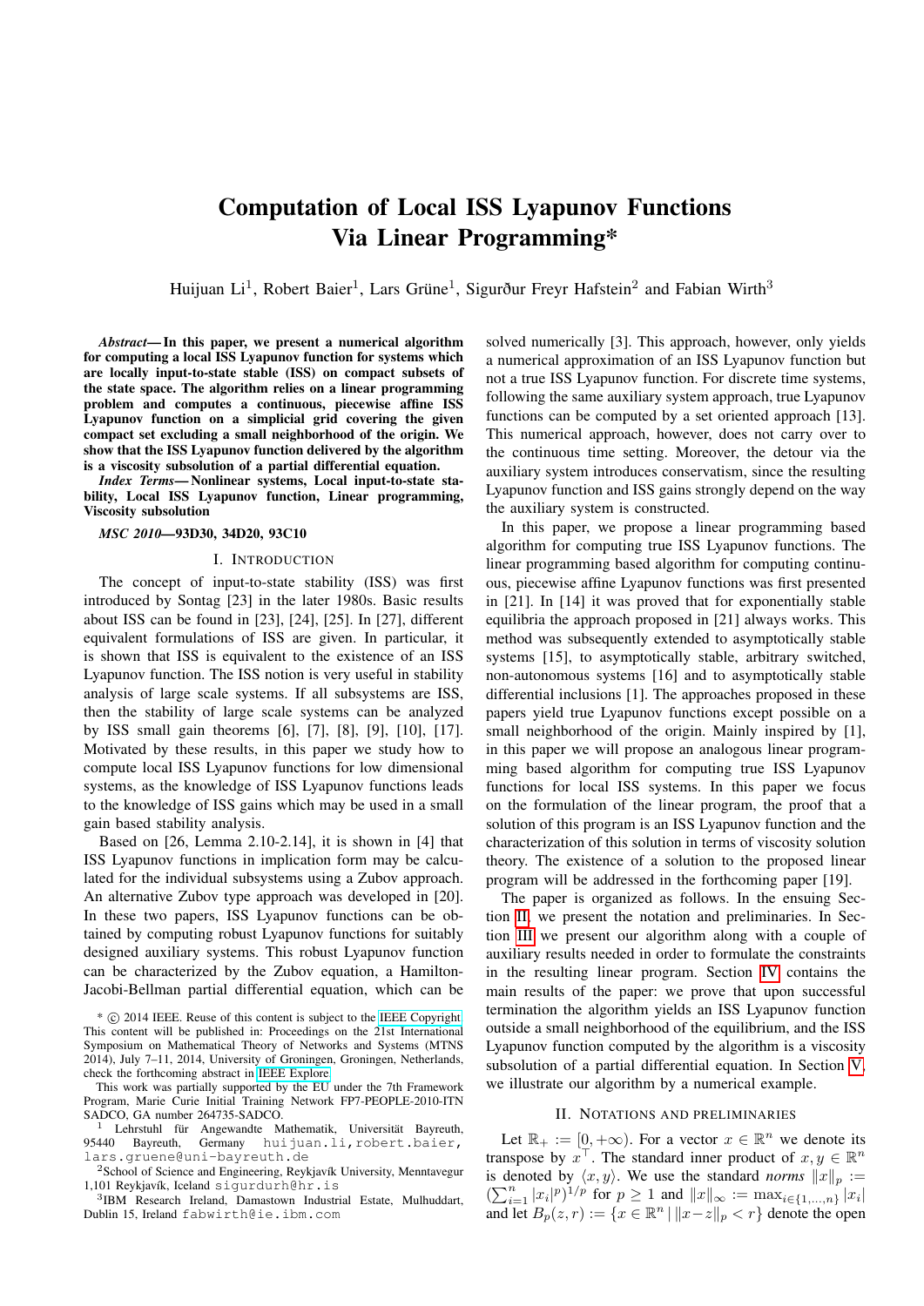# Computation of Local ISS Lyapunov Functions Via Linear Programming*

Huijuan Li[1], Robert Baier[1], Lars Grüne[1], Sigurður Freyr Hafstein[2] and Fabian Wirth[3]

***Abstract*— In this paper, we present a numerical algorithm for computing a local ISS Lyapunov function for systems which are locally input-to-state stable (ISS) on compact subsets of the state space. The algorithm relies on a linear programming problem and computes a continuous, piecewise affine ISS Lyapunov function on a simplicial grid covering the given compact set excluding a small neighborhood of the origin. We show that the ISS Lyapunov function delivered by the algorithm is a viscosity subsolution of a partial differential equation.**

***Index Terms*— Nonlinear systems, Local input-to-state stability, Local ISS Lyapunov function, Linear programming, Viscosity subsolution**

***MSC 2010*—93D30, 34D20, 93C10**

## I. Introduction

The concept of input-to-state stability (ISS) was first introduced by Sontag [23] in the later 1980s. Basic results about ISS can be found in [23], [24], [25]. In [27], different equivalent formulations of ISS are given. In particular, it is shown that ISS is equivalent to the existence of an ISS Lyapunov function. The ISS notion is very useful in stability analysis of large scale systems. If all subsystems are ISS, then the stability of large scale systems can be analyzed by ISS small gain theorems [6], [7], [8], [9], [10], [17]. Motivated by these results, in this paper we study how to compute local ISS Lyapunov functions for low dimensional systems, as the knowledge of ISS Lyapunov functions leads to the knowledge of ISS gains which may be used in a small gain based stability analysis.

Based on [26, Lemma 2.10-2.14], it is shown in [4] that ISS Lyapunov functions in implication form may be calculated for the individual subsystems using a Zubov approach. An alternative Zubov type approach was developed in [20]. In these two papers, ISS Lyapunov functions can be obtained by computing robust Lyapunov functions for suitably designed auxiliary systems. This robust Lyapunov function can be characterized by the Zubov equation, a Hamilton-Jacobi-Bellman partial differential equation, which can be solved numerically [3]. This approach, however, only yields a numerical approximation of an ISS Lyapunov function but not a true ISS Lyapunov function. For discrete time systems, following the same auxiliary system approach, true Lyapunov functions can be computed by a set oriented approach [13]. This numerical approach, however, does not carry over to the continuous time setting. Moreover, the detour via the auxiliary system introduces conservatism, since the resulting Lyapunov function and ISS gains strongly depend on the way the auxiliary system is constructed.

In this paper, we propose a linear programming based algorithm for computing true ISS Lyapunov functions. The linear programming based algorithm for computing continuous, piecewise affine Lyapunov functions was first presented in [21]. In [14] it was proved that for exponentially stable equilibria the approach proposed in [21] always works. This method was subsequently extended to asymptotically stable systems [15], to asymptotically stable, arbitrary switched, non-autonomous systems [16] and to asymptotically stable differential inclusions [1]. The approaches proposed in these papers yield true Lyapunov functions except possible on a small neighborhood of the origin. Mainly inspired by [1], in this paper we will propose an analogous linear programming based algorithm for computing true ISS Lyapunov functions for local ISS systems. In this paper we focus on the formulation of the linear program, the proof that a solution of this program is an ISS Lyapunov function and the characterization of this solution in terms of viscosity solution theory. The existence of a solution to the proposed linear program will be addressed in the forthcoming paper [19].

The paper is organized as follows. In the ensuing Section II, we present the notation and preliminaries. In Section III we present our algorithm along with a couple of auxiliary results needed in order to formulate the constraints in the resulting linear program. Section IV contains the main results of the paper: we prove that upon successful termination the algorithm yields an ISS Lyapunov function outside a small neighborhood of the equilibrium, and the ISS Lyapunov function computed by the algorithm is a viscosity subsolution of a partial differential equation. In Section V, we illustrate our algorithm by a numerical example.

## II. Notations and preliminaries

Let $\mathbb{R}_+ := [0, +\infty)$. For a vector $x \in \mathbb{R}^n$ we denote its transpose by $x^\top$. The standard inner product of $x, y \in \mathbb{R}^n$ is denoted by $\langle x, y\rangle$. We use the standard *norms* $\|x\|_p := (\sum_{i=1}^n |x_i|^p)^{1/p}$ for $p \geq 1$ and $\|x\|_\infty := \max_{i\in\{1,\ldots,n\}} |x_i|$ and let $B_p(z, r) := \{x \in \mathbb{R}^n \mid \|x - z\|_p < r\}$ denote the open

---

* © 2014 IEEE. Reuse of this content is subject to the IEEE Copyright. This content will be published in: Proceedings on the 21st International Symposium on Mathematical Theory of Networks and Systems (MTNS 2014), July 7–11, 2014, University of Groningen, Groningen, Netherlands, check the forthcoming abstract in IEEE Explore.

This work was partially supported by the EU under the 7th Framework Program, Marie Curie Initial Training Network FP7-PEOPLE-2010-ITN SADCO, GA number 264735-SADCO.

[1] Lehrstuhl für Angewandte Mathematik, Universität Bayreuth, 95440 Bayreuth, Germany huijuan.li,robert.baier, lars.gruene@uni-bayreuth.de

[2] School of Science and Engineering, Reykjavík University, Menntavegur 1,101 Reykjavík, Iceland sigurdurh@hr.is

[3] IBM Research Ireland, Damastown Industrial Estate, Mulhuddart, Dublin 15, Ireland fabwirth@ie.ibm.com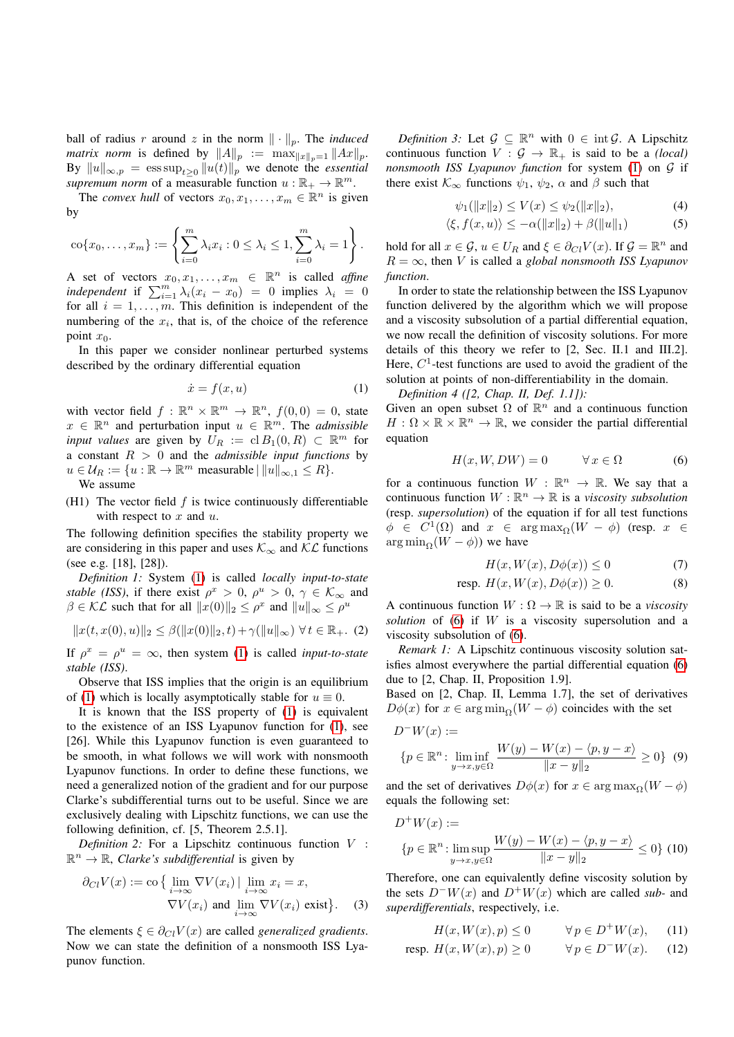ball of radius $r$ around $z$ in the norm $\|\cdot\|_p$. The *induced matrix norm* is defined by $\|A\|_p := \max_{\|x\|_p=1}\|Ax\|_p$. By $\|u\|_{\infty,p} = \operatorname{ess\,sup}_{t\geq 0}\|u(t)\|_p$ we denote the *essential supremum norm* of a measurable function $u:\mathbb{R}_+\to\mathbb{R}^m$.

The *convex hull* of vectors $x_0, x_1, \ldots, x_m \in \mathbb{R}^n$ is given by

$$\operatorname{co}\{x_0,\ldots,x_m\} := \left\{\sum_{i=0}^{m}\lambda_i x_i : 0\leq\lambda_i\leq 1, \sum_{i=0}^{m}\lambda_i = 1\right\}.$$

A set of vectors $x_0, x_1, \ldots, x_m \in \mathbb{R}^n$ is called *affine independent* if $\sum_{i=1}^{m}\lambda_i(x_i - x_0) = 0$ implies $\lambda_i = 0$ for all $i = 1,\ldots,m$. This definition is independent of the numbering of the $x_i$, that is, of the choice of the reference point $x_0$.

In this paper we consider nonlinear perturbed systems described by the ordinary differential equation

$$\dot{x} = f(x,u) \tag{1}$$

with vector field $f:\mathbb{R}^n\times\mathbb{R}^m\to\mathbb{R}^n$, $f(0,0)=0$, state $x\in\mathbb{R}^n$ and perturbation input $u\in\mathbb{R}^m$. The *admissible input values* are given by $U_R := \operatorname{cl} B_1(0,R)\subset\mathbb{R}^m$ for a constant $R>0$ and the *admissible input functions* by $u\in\mathcal{U}_R := \{u:\mathbb{R}\to\mathbb{R}^m \text{ measurable} \mid \|u\|_{\infty,1}\leq R\}$.

We assume

(H1) The vector field $f$ is twice continuously differentiable with respect to $x$ and $u$.

The following definition specifies the stability property we are considering in this paper and uses $\mathcal{K}_\infty$ and $\mathcal{KL}$ functions (see e.g. [18], [28]).

*Definition 1:* System (1) is called *locally input-to-state stable (ISS)*, if there exist $\rho^x>0$, $\rho^u>0$, $\gamma\in\mathcal{K}_\infty$ and $\beta\in\mathcal{KL}$ such that for all $\|x(0)\|_2\leq\rho^x$ and $\|u\|_\infty\leq\rho^u$

$$\|x(t,x(0),u)\|_2 \leq \beta(\|x(0)\|_2,t)+\gamma(\|u\|_\infty)\ \forall t\in\mathbb{R}_+. \tag{2}$$

If $\rho^x=\rho^u=\infty$, then system (1) is called *input-to-state stable (ISS)*.

Observe that ISS implies that the origin is an equilibrium of (1) which is locally asymptotically stable for $u\equiv 0$.

It is known that the ISS property of (1) is equivalent to the existence of an ISS Lyapunov function for (1), see [26]. While this Lyapunov function is even guaranteed to be smooth, in what follows we will work with nonsmooth Lyapunov functions. In order to define these functions, we need a generalized notion of the gradient and for our purpose Clarke's subdifferential turns out to be useful. Since we are exclusively dealing with Lipschitz functions, we can use the following definition, cf. [5, Theorem 2.5.1].

*Definition 2:* For a Lipschitz continuous function $V:\mathbb{R}^n\to\mathbb{R}$, *Clarke's subdifferential* is given by

$$\partial_{Cl}V(x) := \operatorname{co}\Big\{\lim_{i\to\infty}\nabla V(x_i)\,\Big|\,\lim_{i\to\infty}x_i = x, \nabla V(x_i) \text{ and } \lim_{i\to\infty}\nabla V(x_i) \text{ exist}\Big\}. \tag{3}$$

The elements $\xi\in\partial_{Cl}V(x)$ are called *generalized gradients*. Now we can state the definition of a nonsmooth ISS Lyapunov function.

*Definition 3:* Let $\mathcal{G}\subseteq\mathbb{R}^n$ with $0\in\operatorname{int}\mathcal{G}$. A Lipschitz continuous function $V:\mathcal{G}\to\mathbb{R}_+$ is said to be a *(local) nonsmooth ISS Lyapunov function* for system (1) on $\mathcal{G}$ if there exist $\mathcal{K}_\infty$ functions $\psi_1$, $\psi_2$, $\alpha$ and $\beta$ such that

$$\psi_1(\|x\|_2)\leq V(x)\leq\psi_2(\|x\|_2), \tag{4}$$

$$\langle\xi,f(x,u)\rangle\leq-\alpha(\|x\|_2)+\beta(\|u\|_1) \tag{5}$$

hold for all $x\in\mathcal{G}$, $u\in U_R$ and $\xi\in\partial_{Cl}V(x)$. If $\mathcal{G}=\mathbb{R}^n$ and $R=\infty$, then $V$ is called a *global nonsmooth ISS Lyapunov function*.

In order to state the relationship between the ISS Lyapunov function delivered by the algorithm which we will propose and a viscosity subsolution of a partial differential equation, we now recall the definition of viscosity solutions. For more details of this theory we refer to [2, Sec. II.1 and III.2]. Here, $C^1$-test functions are used to avoid the gradient of the solution at points of non-differentiability in the domain.

*Definition 4 ([2, Chap. II, Def. 1.1]):* Given an open subset $\Omega$ of $\mathbb{R}^n$ and a continuous function $H:\Omega\times\mathbb{R}\times\mathbb{R}^n\to\mathbb{R}$, we consider the partial differential equation

$$H(x,W,DW)=0 \qquad \forall x\in\Omega \tag{6}$$

for a continuous function $W:\mathbb{R}^n\to\mathbb{R}$. We say that a continuous function $W:\mathbb{R}^n\to\mathbb{R}$ is a *viscosity subsolution* (resp. *supersolution*) of the equation if for all test functions $\phi\in C^1(\Omega)$ and $x\in\arg\max_\Omega(W-\phi)$ (resp. $x\in\arg\min_\Omega(W-\phi)$) we have

$$H(x,W(x),D\phi(x))\leq 0 \tag{7}$$

$$\text{resp. } H(x,W(x),D\phi(x))\geq 0. \tag{8}$$

A continuous function $W:\Omega\to\mathbb{R}$ is said to be a *viscosity solution* of (6) if $W$ is a viscosity supersolution and a viscosity subsolution of (6).

*Remark 1:* A Lipschitz continuous viscosity solution satisfies almost everywhere the partial differential equation (6) due to [2, Chap. II, Proposition 1.9].

Based on [2, Chap. II, Lemma 1.7], the set of derivatives $D\phi(x)$ for $x\in\arg\min_\Omega(W-\phi)$ coincides with the set

$$D^-W(x) := \Big\{p\in\mathbb{R}^n : \liminf_{y\to x, y\in\Omega}\frac{W(y)-W(x)-\langle p,y-x\rangle}{\|x-y\|_2}\geq 0\Big\} \tag{9}$$

and the set of derivatives $D\phi(x)$ for $x\in\arg\max_\Omega(W-\phi)$ equals the following set:

$$D^+W(x) := \Big\{p\in\mathbb{R}^n : \limsup_{y\to x, y\in\Omega}\frac{W(y)-W(x)-\langle p,y-x\rangle}{\|x-y\|_2}\leq 0\Big\} \tag{10}$$

Therefore, one can equivalently define viscosity solution by the sets $D^-W(x)$ and $D^+W(x)$ which are called *sub-* and *superdifferentials*, respectively, i.e.

$$H(x,W(x),p)\leq 0 \qquad \forall p\in D^+W(x), \tag{11}$$

$$\text{resp. } H(x,W(x),p)\geq 0 \qquad \forall p\in D^-W(x). \tag{12}$$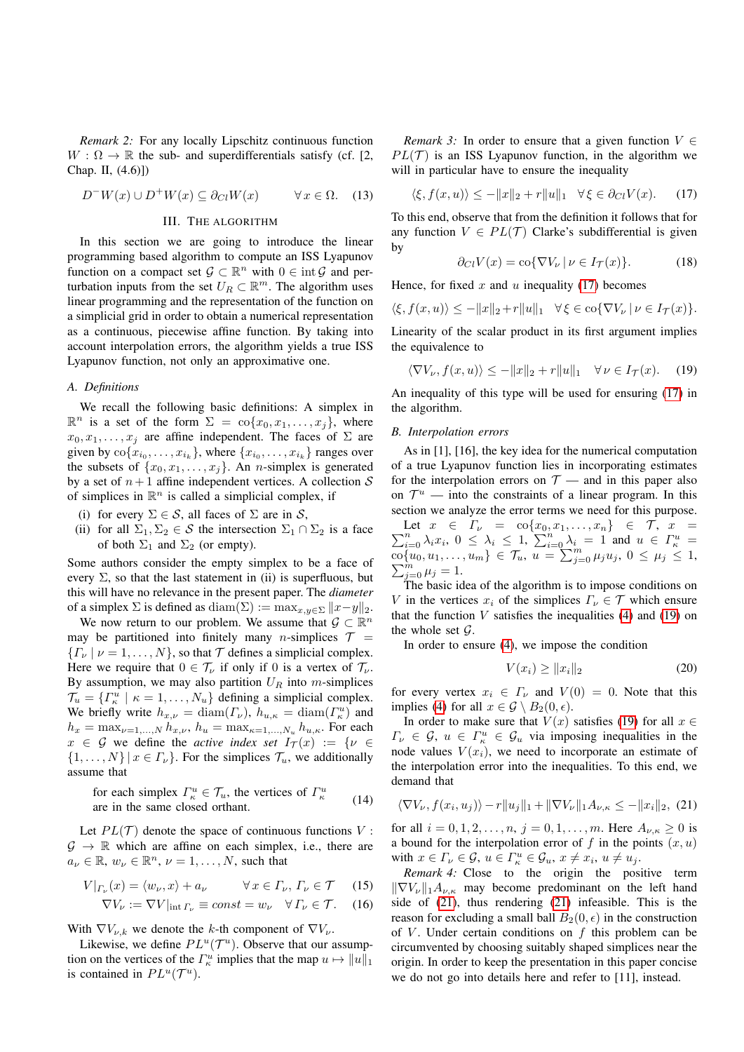*Remark 2:* For any locally Lipschitz continuous function $W : \Omega \to \mathbb{R}$ the sub- and superdifferentials satisfy (cf. [2, Chap. II, (4.6)])

$$D^- W(x) \cup D^+ W(x) \subseteq \partial_{Cl} W(x) \qquad \forall\, x \in \Omega. \quad (13)$$

## III. The algorithm

In this section we are going to introduce the linear programming based algorithm to compute an ISS Lyapunov function on a compact set $\mathcal{G} \subset \mathbb{R}^n$ with $0 \in \operatorname{int} \mathcal{G}$ and perturbation inputs from the set $U_R \subset \mathbb{R}^m$. The algorithm uses linear programming and the representation of the function on a simplicial grid in order to obtain a numerical representation as a continuous, piecewise affine function. By taking into account interpolation errors, the algorithm yields a true ISS Lyapunov function, not only an approximative one.

### A. Definitions

We recall the following basic definitions: A simplex in $\mathbb{R}^n$ is a set of the form $\Sigma = \operatorname{co}\{x_0, x_1, \ldots, x_j\}$, where $x_0, x_1, \ldots, x_j$ are affine independent. The faces of $\Sigma$ are given by $\operatorname{co}\{x_{i_0}, \ldots, x_{i_k}\}$, where $\{x_{i_0}, \ldots, x_{i_k}\}$ ranges over the subsets of $\{x_0, x_1, \ldots, x_j\}$. An $n$-simplex is generated by a set of $n+1$ affine independent vertices. A collection $\mathcal{S}$ of simplices in $\mathbb{R}^n$ is called a simplicial complex, if

- (i) for every $\Sigma \in \mathcal{S}$, all faces of $\Sigma$ are in $\mathcal{S}$,
- (ii) for all $\Sigma_1, \Sigma_2 \in \mathcal{S}$ the intersection $\Sigma_1 \cap \Sigma_2$ is a face of both $\Sigma_1$ and $\Sigma_2$ (or empty).

Some authors consider the empty simplex to be a face of every $\Sigma$, so that the last statement in (ii) is superfluous, but this will have no relevance in the present paper. The *diameter* of a simplex $\Sigma$ is defined as $\operatorname{diam}(\Sigma) := \max_{x,y \in \Sigma} \|x - y\|_2$.

We now return to our problem. We assume that $\mathcal{G} \subset \mathbb{R}^n$ may be partitioned into finitely many $n$-simplices $\mathcal{T} = \{\Gamma_\nu \mid \nu = 1, \ldots, N\}$, so that $\mathcal{T}$ defines a simplicial complex. Here we require that $0 \in \mathcal{T}_\nu$ if only if 0 is a vertex of $\mathcal{T}_\nu$. By assumption, we may also partition $U_R$ into $m$-simplices $\mathcal{T}_u = \{\Gamma^u_\kappa \mid \kappa = 1, \ldots, N_u\}$ defining a simplicial complex. We briefly write $h_{x,\nu} = \operatorname{diam}(\Gamma_\nu)$, $h_{u,\kappa} = \operatorname{diam}(\Gamma^u_\kappa)$ and $h_x = \max_{\nu=1,\ldots,N} h_{x,\nu}$, $h_u = \max_{\kappa=1,\ldots,N_u} h_{u,\kappa}$. For each $x \in \mathcal{G}$ we define the *active index set* $I_{\mathcal{T}}(x) := \{\nu \in \{1, \ldots, N\} \mid x \in \Gamma_\nu\}$. For the simplices $\mathcal{T}_u$, we additionally assume that

$$\text{for each simplex } \Gamma^u_\kappa \in \mathcal{T}_u, \text{ the vertices of } \Gamma^u_\kappa \text{ are in the same closed orthant.} \quad (14)$$

Let $PL(\mathcal{T})$ denote the space of continuous functions $V : \mathcal{G} \to \mathbb{R}$ which are affine on each simplex, i.e., there are $a_\nu \in \mathbb{R}$, $w_\nu \in \mathbb{R}^n$, $\nu = 1, \ldots, N$, such that

$$V|_{\Gamma_\nu}(x) = \langle w_\nu, x\rangle + a_\nu \qquad \forall\, x \in \Gamma_\nu,\ \Gamma_\nu \in \mathcal{T} \quad (15)$$

$$\nabla V_\nu := \nabla V|_{\operatorname{int} \Gamma_\nu} \equiv const = w_\nu \quad \forall\, \Gamma_\nu \in \mathcal{T}. \quad (16)$$

With $\nabla V_{\nu,k}$ we denote the $k$-th component of $\nabla V_\nu$.

Likewise, we define $PL^u(\mathcal{T}^u)$. Observe that our assumption on the vertices of the $\Gamma^u_\kappa$ implies that the map $u \mapsto \|u\|_1$ is contained in $PL^u(\mathcal{T}^u)$.

*Remark 3:* In order to ensure that a given function $V \in PL(\mathcal{T})$ is an ISS Lyapunov function, in the algorithm we will in particular have to ensure the inequality

$$\langle \xi, f(x,u)\rangle \le -\|x\|_2 + r\|u\|_1 \quad \forall\, \xi \in \partial_{Cl} V(x). \quad (17)$$

To this end, observe that from the definition it follows that for any function $V \in PL(\mathcal{T})$ Clarke's subdifferential is given by

$$\partial_{Cl} V(x) = \operatorname{co}\{\nabla V_\nu \mid \nu \in I_{\mathcal{T}}(x)\}. \quad (18)$$

Hence, for fixed $x$ and $u$ inequality (17) becomes

$$\langle \xi, f(x,u)\rangle \le -\|x\|_2 + r\|u\|_1 \quad \forall\, \xi \in \operatorname{co}\{\nabla V_\nu \mid \nu \in I_{\mathcal{T}}(x)\}.$$

Linearity of the scalar product in its first argument implies the equivalence to

$$\langle \nabla V_\nu, f(x,u)\rangle \le -\|x\|_2 + r\|u\|_1 \quad \forall\, \nu \in I_{\mathcal{T}}(x). \quad (19)$$

An inequality of this type will be used for ensuring (17) in the algorithm.

### B. Interpolation errors

As in [1], [16], the key idea for the numerical computation of a true Lyapunov function lies in incorporating estimates for the interpolation errors on $\mathcal{T}$ — and in this paper also on $\mathcal{T}^u$ — into the constraints of a linear program. In this section we analyze the error terms we need for this purpose.

Let $x \in \Gamma_\nu = \operatorname{co}\{x_0, x_1, \ldots, x_n\} \in \mathcal{T}$, $x = \sum_{i=0}^n \lambda_i x_i$, $0 \le \lambda_i \le 1$, $\sum_{i=0}^n \lambda_i = 1$ and $u \in \Gamma^u_\kappa = \operatorname{co}\{u_0, u_1, \ldots, u_m\} \in \mathcal{T}_u$, $u = \sum_{j=0}^m \mu_j u_j$, $0 \le \mu_j \le 1$, $\sum_{j=0}^m \mu_j = 1$.

The basic idea of the algorithm is to impose conditions on $V$ in the vertices $x_i$ of the simplices $\Gamma_\nu \in \mathcal{T}$ which ensure that the function $V$ satisfies the inequalities (4) and (19) on the whole set $\mathcal{G}$.

In order to ensure (4), we impose the condition

$$V(x_i) \ge \|x_i\|_2 \quad (20)$$

for every vertex $x_i \in \Gamma_\nu$ and $V(0) = 0$. Note that this implies (4) for all $x \in \mathcal{G} \setminus B_2(0, \epsilon)$.

In order to make sure that $V(x)$ satisfies (19) for all $x \in \Gamma_\nu \in \mathcal{G}$, $u \in \Gamma^u_\kappa \in \mathcal{G}_u$ via imposing inequalities in the node values $V(x_i)$, we need to incorporate an estimate of the interpolation error into the inequalities. To this end, we demand that

$$\langle \nabla V_\nu, f(x_i, u_j)\rangle - r\|u_j\|_1 + \|\nabla V_\nu\|_1 A_{\nu,\kappa} \le -\|x_i\|_2, \quad (21)$$

for all $i = 0, 1, 2, \ldots, n$, $j = 0, 1, \ldots, m$. Here $A_{\nu,\kappa} \ge 0$ is a bound for the interpolation error of $f$ in the points $(x, u)$ with $x \in \Gamma_\nu \in \mathcal{G}$, $u \in \Gamma^u_\kappa \in \mathcal{G}_u$, $x \ne x_i$, $u \ne u_j$.

*Remark 4:* Close to the origin the positive term $\|\nabla V_\nu\|_1 A_{\nu,\kappa}$ may become predominant on the left hand side of (21), thus rendering (21) infeasible. This is the reason for excluding a small ball $B_2(0, \epsilon)$ in the construction of $V$. Under certain conditions on $f$ this problem can be circumvented by choosing suitably shaped simplices near the origin. In order to keep the presentation in this paper concise we do not go into details here and refer to [11], instead.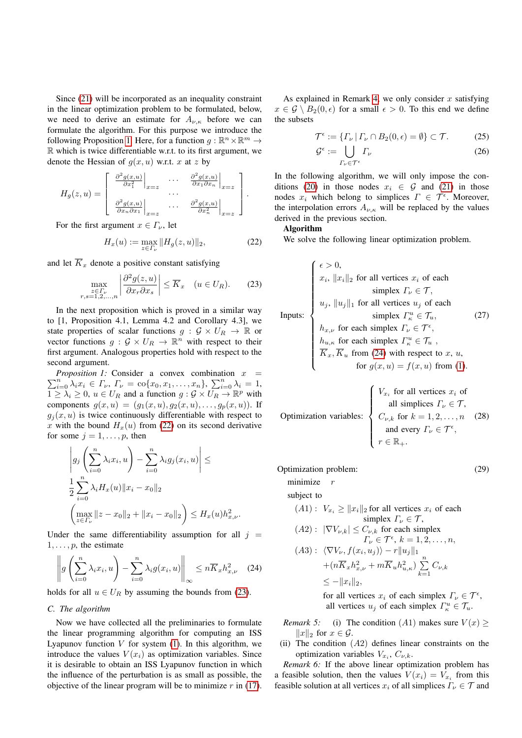Since (21) will be incorporated as an inequality constraint in the linear optimization problem to be formulated, below, we need to derive an estimate for $A_{\nu,\kappa}$ before we can formulate the algorithm. For this purpose we introduce the following Proposition 1. Here, for a function $g : \mathbb{R}^n \times \mathbb{R}^m \to \mathbb{R}$ which is twice differentiable w.r.t. to its first argument, we denote the Hessian of $g(x,u)$ w.r.t. $x$ at $z$ by

$$H_g(z,u) = \begin{bmatrix} \left.\frac{\partial^2 g(x,u)}{\partial x_1^2}\right|_{x=z} & \cdots & \left.\frac{\partial^2 g(x,u)}{\partial x_1 \partial x_n}\right|_{x=z} \\ & \cdots & \\ \left.\frac{\partial^2 g(x,u)}{\partial x_n \partial x_1}\right|_{x=z} & \cdots & \left.\frac{\partial^2 g(x,u)}{\partial x_n^2}\right|_{x=z} \end{bmatrix}.$$

For the first argument $x \in \Gamma_\nu$, let

$$H_x(u) := \max_{z \in \Gamma_\nu} \|H_g(z,u)\|_2, \tag{22}$$

and let $\overline{K}_x$ denote a positive constant satisfying

$$\max_{\substack{z \in \Gamma_\nu \\ r,s=1,2,\ldots,n}} \left| \frac{\partial^2 g(z,u)}{\partial x_r \partial x_s} \right| \le \overline{K}_x \quad (u \in U_R). \tag{23}$$

In the next proposition which is proved in a similar way to [1, Proposition 4.1, Lemma 4.2 and Corollary 4.3], we state properties of scalar functions $g : \mathcal{G} \times U_R \to \mathbb{R}$ or vector functions $g : \mathcal{G} \times U_R \to \mathbb{R}^n$ with respect to their first argument. Analogous properties hold with respect to the second argument.

*Proposition 1:* Consider a convex combination $x = \sum_{i=0}^n \lambda_i x_i \in \Gamma_\nu$, $\Gamma_\nu = \mathrm{co}\{x_0, x_1, \ldots, x_n\}$, $\sum_{i=0}^n \lambda_i = 1$, $1 \ge \lambda_i \ge 0$, $u \in U_R$ and a function $g : \mathcal{G} \times U_R \to \mathbb{R}^p$ with components $g(x,u) = (g_1(x,u), g_2(x,u), \ldots, g_p(x,u))$. If $g_j(x,u)$ is twice continuously differentiable with respect to $x$ with the bound $H_x(u)$ from (22) on its second derivative for some $j = 1, \ldots, p$, then

$$\left| g_j\left(\sum_{i=0}^n \lambda_i x_i, u\right) - \sum_{i=0}^n \lambda_i g_j(x_i,u) \right| \le$$
$$\frac{1}{2} \sum_{i=0}^n \lambda_i H_x(u) \|x_i - x_0\|_2$$
$$\left( \max_{z \in \Gamma_\nu} \|z - x_0\|_2 + \|x_i - x_0\|_2 \right) \le H_x(u) h_{x,\nu}^2.$$

Under the same differentiability assumption for all $j = 1, \ldots, p$, the estimate

$$\left\| g\left(\sum_{i=0}^n \lambda_i x_i, u\right) - \sum_{i=0}^n \lambda_i g(x_i,u) \right\|_\infty \le n \overline{K}_x h_{x,\nu}^2 \tag{24}$$

holds for all $u \in U_R$ by assuming the bounds from (23).

### C. The algorithm

Now we have collected all the preliminaries to formulate the linear programming algorithm for computing an ISS Lyapunov function $V$ for system (1). In this algorithm, we introduce the values $V(x_i)$ as optimization variables. Since it is desirable to obtain an ISS Lyapunov function in which the influence of the perturbation is as small as possible, the objective of the linear program will be to minimize $r$ in (17).

As explained in Remark 4, we only consider $x$ satisfying $x \in \mathcal{G} \setminus B_2(0,\epsilon)$ for a small $\epsilon > 0$. To this end we define the subsets

$$\mathcal{T}^\epsilon := \{\Gamma_\nu \,|\, \Gamma_\nu \cap B_2(0,\epsilon) = \emptyset\} \subset \mathcal{T}. \tag{25}$$

$$\mathcal{G}^\epsilon := \bigcup_{\Gamma_\nu \in \mathcal{T}^\epsilon} \Gamma_\nu \tag{26}$$

In the following algorithm, we will only impose the conditions (20) in those nodes $x_i \in \mathcal{G}$ and (21) in those nodes $x_i$ which belong to simplices $\Gamma \in \mathcal{T}^\epsilon$. Moreover, the interpolation errors $A_{\nu,\kappa}$ will be replaced by the values derived in the previous section.

**Algorithm**

We solve the following linear optimization problem.

$$\text{Inputs:} \begin{cases} \epsilon > 0, \\ x_i,\ \|x_i\|_2 \text{ for all vertices } x_i \text{ of each} \\ \qquad \text{simplex } \Gamma_\nu \in \mathcal{T}, \\ u_j,\ \|u_j\|_1 \text{ for all vertices } u_j \text{ of each} \\ \qquad \text{simplex } \Gamma_\kappa^u \in \mathcal{T}_u, \\ h_{x,\nu} \text{ for each simplex } \Gamma_\nu \in \mathcal{T}^\epsilon, \\ h_{u,\kappa} \text{ for each simplex } \Gamma_\kappa^u \in \mathcal{T}_u, \\ \overline{K}_x, \overline{K}_u \text{ from (24) with respect to } x,\ u, \\ \qquad \text{for } g(x,u) = f(x,u) \text{ from (1).} \end{cases} \tag{27}$$

$$\text{Optimization variables:} \begin{cases} V_{x_i} \text{ for all vertices } x_i \text{ of} \\ \quad \text{all simplices } \Gamma_\nu \in \mathcal{T}, \\ C_{\nu,k} \text{ for } k = 1,2,\ldots,n \\ \quad \text{and every } \Gamma_\nu \in \mathcal{T}^\epsilon, \\ r \in \mathbb{R}_+. \end{cases} \tag{28}$$

Optimization problem: (29)

minimize $r$

subject to

$(A1):\ V_{x_i} \ge \|x_i\|_2$ for all vertices $x_i$ of each simplex $\Gamma_\nu \in \mathcal{T}$,

$(A2):\ |\nabla V_{\nu,k}| \le C_{\nu,k}$ for each simplex $\Gamma_\nu \in \mathcal{T}^\epsilon$, $k = 1,2,\ldots,n$,

$$(A3):\ \langle \nabla V_\nu, f(x_i,u_j) \rangle - r\|u_j\|_1 + (n\overline{K}_x h_{x,\nu}^2 + m\overline{K}_u h_{u,\kappa}^2) \sum_{k=1}^n C_{\nu,k} \le -\|x_i\|_2,$$

for all vertices $x_i$ of each simplex $\Gamma_\nu \in \mathcal{T}^\epsilon$, all vertices $u_j$ of each simplex $\Gamma_\kappa^u \in \mathcal{T}_u$.

*Remark 5:* (i) The condition $(A1)$ makes sure $V(x) \ge \|x\|_2$ for $x \in \mathcal{G}$.

(ii) The condition $(A2)$ defines linear constraints on the optimization variables $V_{x_i}$, $C_{\nu,k}$.

*Remark 6:* If the above linear optimization problem has a feasible solution, then the values $V(x_i) = V_{x_i}$ from this feasible solution at all vertices $x_i$ of all simplices $\Gamma_\nu \in \mathcal{T}$ and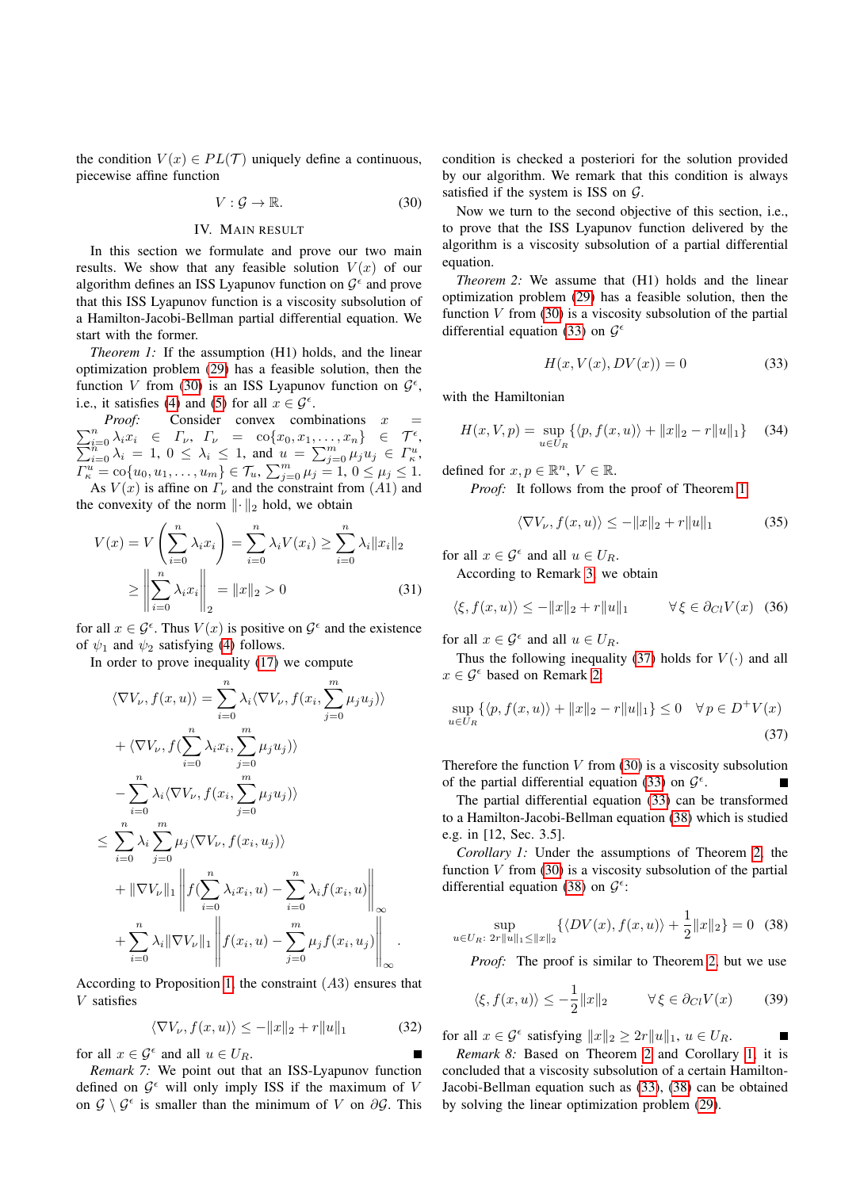the condition $V(x) \in PL(\mathcal{T})$ uniquely define a continuous, piecewise affine function

$$V : \mathcal{G} \to \mathbb{R}. \tag{30}$$

## IV. Main Result

In this section we formulate and prove our two main results. We show that any feasible solution $V(x)$ of our algorithm defines an ISS Lyapunov function on $\mathcal{G}^\epsilon$ and prove that this ISS Lyapunov function is a viscosity subsolution of a Hamilton-Jacobi-Bellman partial differential equation. We start with the former.

*Theorem 1:* If the assumption (H1) holds, and the linear optimization problem (29) has a feasible solution, then the function $V$ from (30) is an ISS Lyapunov function on $\mathcal{G}^\epsilon$, i.e., it satisfies (4) and (5) for all $x \in \mathcal{G}^\epsilon$.

*Proof:* Consider convex combinations $x = \sum_{i=0}^{n} \lambda_i x_i \in \Gamma_\nu$, $\Gamma_\nu = \text{co}\{x_0, x_1, \ldots, x_n\} \in \mathcal{T}^\epsilon$, $\sum_{i=0}^{n} \lambda_i = 1$, $0 \le \lambda_i \le 1$, and $u = \sum_{j=0}^{m} \mu_j u_j \in \Gamma_\kappa^u$, $\Gamma_\kappa^u = \text{co}\{u_0, u_1, \ldots, u_m\} \in \mathcal{T}_u$, $\sum_{j=0}^{m} \mu_j = 1$, $0 \le \mu_j \le 1$. As $V(x)$ is affine on $\Gamma_\nu$ and the constraint from $(A1)$ and the convexity of the norm $\|\cdot\|_2$ hold, we obtain

$$\begin{aligned}
V(x) &= V\left(\sum_{i=0}^{n} \lambda_i x_i\right) = \sum_{i=0}^{n} \lambda_i V(x_i) \ge \sum_{i=0}^{n} \lambda_i \|x_i\|_2 \\
&\ge \left\| \sum_{i=0}^{n} \lambda_i x_i \right\|_2 = \|x\|_2 > 0
\end{aligned} \tag{31}$$

for all $x \in \mathcal{G}^\epsilon$. Thus $V(x)$ is positive on $\mathcal{G}^\epsilon$ and the existence of $\psi_1$ and $\psi_2$ satisfying (4) follows.

In order to prove inequality (17) we compute

$$\begin{aligned}
\langle \nabla V_\nu, f(x,u) \rangle &= \sum_{i=0}^{n} \lambda_i \langle \nabla V_\nu, f(x_i, \sum_{j=0}^{m} \mu_j u_j) \rangle \\
&+ \langle \nabla V_\nu, f(\sum_{i=0}^{n} \lambda_i x_i, \sum_{j=0}^{m} \mu_j u_j) \rangle \\
&- \sum_{i=0}^{n} \lambda_i \langle \nabla V_\nu, f(x_i, \sum_{j=0}^{m} \mu_j u_j) \rangle \\
&\le \sum_{i=0}^{n} \lambda_i \sum_{j=0}^{m} \mu_j \langle \nabla V_\nu, f(x_i, u_j) \rangle \\
&+ \|\nabla V_\nu\|_1 \left\| f(\sum_{i=0}^{n} \lambda_i x_i, u) - \sum_{i=0}^{n} \lambda_i f(x_i, u) \right\|_\infty \\
&+ \sum_{i=0}^{n} \lambda_i \|\nabla V_\nu\|_1 \left\| f(x_i, u) - \sum_{j=0}^{m} \mu_j f(x_i, u_j) \right\|_\infty .
\end{aligned}$$

According to Proposition 1, the constraint $(A3)$ ensures that $V$ satisfies

$$\langle \nabla V_\nu, f(x,u) \rangle \le -\|x\|_2 + r\|u\|_1 \tag{32}$$

for all $x \in \mathcal{G}^\epsilon$ and all $u \in U_R$. ∎

*Remark 7:* We point out that an ISS-Lyapunov function defined on $\mathcal{G}^\epsilon$ will only imply ISS if the maximum of $V$ on $\mathcal{G} \setminus \mathcal{G}^\epsilon$ is smaller than the minimum of $V$ on $\partial \mathcal{G}$. This condition is checked a posteriori for the solution provided by our algorithm. We remark that this condition is always satisfied if the system is ISS on $\mathcal{G}$.

Now we turn to the second objective of this section, i.e., to prove that the ISS Lyapunov function delivered by the algorithm is a viscosity subsolution of a partial differential equation.

*Theorem 2:* We assume that (H1) holds and the linear optimization problem (29) has a feasible solution, then the function $V$ from (30) is a viscosity subsolution of the partial differential equation (33) on $\mathcal{G}^\epsilon$

$$H(x, V(x), DV(x)) = 0 \tag{33}$$

with the Hamiltonian

$$H(x, V, p) = \sup_{u \in U_R} \{ \langle p, f(x,u) \rangle + \|x\|_2 - r\|u\|_1 \} \tag{34}$$

defined for $x, p \in \mathbb{R}^n$, $V \in \mathbb{R}$.

*Proof:* It follows from the proof of Theorem 1

$$\langle \nabla V_\nu, f(x,u) \rangle \le -\|x\|_2 + r\|u\|_1 \tag{35}$$

for all $x \in \mathcal{G}^\epsilon$ and all $u \in U_R$.

According to Remark 3, we obtain

$$\langle \xi, f(x,u) \rangle \le -\|x\|_2 + r\|u\|_1 \qquad \forall \xi \in \partial_{Cl} V(x) \tag{36}$$

for all $x \in \mathcal{G}^\epsilon$ and all $u \in U_R$.

Thus the following inequality (37) holds for $V(\cdot)$ and all $x \in \mathcal{G}^\epsilon$ based on Remark 2:

$$\sup_{u \in U_R} \{ \langle p, f(x,u) \rangle + \|x\|_2 - r\|u\|_1 \} \le 0 \quad \forall p \in D^+ V(x) \tag{37}$$

Therefore the function $V$ from (30) is a viscosity subsolution of the partial differential equation (33) on $\mathcal{G}^\epsilon$. ∎

The partial differential equation (33) can be transformed to a Hamilton-Jacobi-Bellman equation (38) which is studied e.g. in [12, Sec. 3.5].

*Corollary 1:* Under the assumptions of Theorem 2, the function $V$ from (30) is a viscosity subsolution of the partial differential equation (38) on $\mathcal{G}^\epsilon$:

$$\sup_{u \in U_R:\, 2r\|u\|_1 \le \|x\|_2} \{ \langle DV(x), f(x,u) \rangle + \frac{1}{2}\|x\|_2 \} = 0 \tag{38}$$

*Proof:* The proof is similar to Theorem 2, but we use

$$\langle \xi, f(x,u) \rangle \le -\frac{1}{2}\|x\|_2 \qquad \forall \xi \in \partial_{Cl} V(x) \tag{39}$$

for all $x \in \mathcal{G}^\epsilon$ satisfying $\|x\|_2 \ge 2r\|u\|_1$, $u \in U_R$. ∎

*Remark 8:* Based on Theorem 2 and Corollary 1, it is concluded that a viscosity subsolution of a certain Hamilton-Jacobi-Bellman equation such as (33), (38) can be obtained by solving the linear optimization problem (29).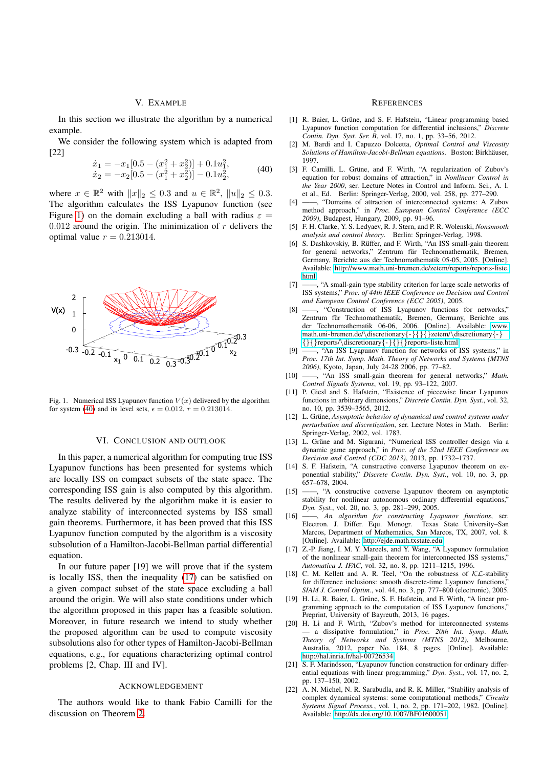## V. Example

In this section we illustrate the algorithm by a numerical example.

We consider the following system which is adapted from [22]

$$\begin{aligned} \dot{x}_1 &= -x_1[0.5 - (x_1^2 + x_2^2)] + 0.1u_1^2, \\ \dot{x}_2 &= -x_2[0.5 - (x_1^2 + x_2^2)] - 0.1u_2^2, \end{aligned} \quad (40)$$

where $x \in \mathbb{R}^2$ with $\|x\|_2 \leq 0.3$ and $u \in \mathbb{R}^2$, $\|u\|_2 \leq 0.3$. The algorithm calculates the ISS Lyapunov function (see Figure 1) on the domain excluding a ball with radius $\varepsilon = 0.012$ around the origin. The minimization of $r$ delivers the optimal value $r = 0.213014$.

Fig. 1. Numerical ISS Lyapunov function $V(x)$ delivered by the algorithm for system (40) and its level sets, $\epsilon = 0.012$, $r = 0.213014$.

## VI. Conclusion and Outlook

In this paper, a numerical algorithm for computing true ISS Lyapunov functions has been presented for systems which are locally ISS on compact subsets of the state space. The corresponding ISS gain is also computed by this algorithm. The results delivered by the algorithm make it is easier to analyze stability of interconnected systems by ISS small gain theorems. Furthermore, it has been proved that this ISS Lyapunov function computed by the algorithm is a viscosity subsolution of a Hamilton-Jacobi-Bellman partial differential equation.

In our future paper [19] we will prove that if the system is locally ISS, then the inequality (17) can be satisfied on a given compact subset of the state space excluding a ball around the origin. We will also state conditions under which the algorithm proposed in this paper has a feasible solution. Moreover, in future research we intend to study whether the proposed algorithm can be used to compute viscosity subsolutions also for other types of Hamilton-Jacobi-Bellman equations, e.g., for equations characterizing optimal control problems [2, Chap. III and IV].

## Acknowledgement

The authors would like to thank Fabio Camilli for the discussion on Theorem 2.

## References

[1] R. Baier, L. Grüne, and S. F. Hafstein, "Linear programming based Lyapunov function computation for differential inclusions," *Discrete Contin. Dyn. Syst. Ser. B*, vol. 17, no. 1, pp. 33–56, 2012.

[2] M. Bardi and I. Capuzzo Dolcetta, *Optimal Control and Viscosity Solutions of Hamilton-Jacobi-Bellman equations*. Boston: Birkhäuser, 1997.

[3] F. Camilli, L. Grüne, and F. Wirth, "A regularization of Zubov's equation for robust domains of attraction," in *Nonlinear Control in the Year 2000*, ser. Lecture Notes in Control and Inform. Sci., A. I. et al., Ed. Berlin: Springer-Verlag, 2000, vol. 258, pp. 277–290.

[4] ——, "Domains of attraction of interconnected systems: A Zubov method approach," in *Proc. European Control Conference (ECC 2009)*, Budapest, Hungary, 2009, pp. 91–96.

[5] F. H. Clarke, Y. S. Ledyaev, R. J. Stern, and P. R. Wolenski, *Nonsmooth analysis and control theory*. Berlin: Springer-Verlag, 1998.

[6] S. Dashkovskiy, B. Rüffer, and F. Wirth, "An ISS small-gain theorem for general networks," Zentrum für Technomathematik, Bremen, Germany, Berichte aus der Technomathematik 05-05, 2005. [Online]. Available: http://www.math.uni-bremen.de/zetem/reports/reports-liste.html

[7] ——, "A small-gain type stability criterion for large scale networks of ISS systems," *Proc. of 44th IEEE Conference on Decision and Control and European Control Conference (ECC 2005)*, 2005.

[8] ——, "Construction of ISS Lyapunov functions for networks," Zentrum für Technomathematik, Bremen, Germany, Berichte aus der Technomathematik 06-06, 2006. [Online]. Available: www.math.uni-bremen.de/\discretionary{-}{}{}zetem/\discretionary{-}{}{}reports/\discretionary{-}{}{}reports-liste.html

[9] ——, "An ISS Lyapunov function for networks of ISS systems," in *Proc. 17th Int. Symp. Math. Theory of Networks and Systems (MTNS 2006)*, Kyoto, Japan, July 24-28 2006, pp. 77–82.

[10] ——, "An ISS small-gain theorem for general networks," *Math. Control Signals Systems*, vol. 19, pp. 93–122, 2007.

[11] P. Giesl and S. Hafstein, "Existence of piecewise linear Lyapunov functions in arbitrary dimensions," *Discrete Contin. Dyn. Syst.*, vol. 32, no. 10, pp. 3539–3565, 2012.

[12] L. Grüne, *Asymptotic behavior of dynamical and control systems under perturbation and discretization*, ser. Lecture Notes in Math. Berlin: Springer-Verlag, 2002, vol. 1783.

[13] L. Grüne and M. Sigurani, "Numerical ISS controller design via a dynamic game approach," in *Proc. of the 52nd IEEE Conference on Decision and Control (CDC 2013)*, 2013, pp. 1732–1737.

[14] S. F. Hafstein, "A constructive converse Lyapunov theorem on exponential stability," *Discrete Contin. Dyn. Syst.*, vol. 10, no. 3, pp. 657–678, 2004.

[15] ——, "A constructive converse Lyapunov theorem on asymptotic stability for nonlinear autonomous ordinary differential equations," *Dyn. Syst.*, vol. 20, no. 3, pp. 281–299, 2005.

[16] ——, *An algorithm for constructing Lyapunov functions*, ser. Electron. J. Differ. Equ. Monogr. Texas State University–San Marcos, Department of Mathematics, San Marcos, TX, 2007, vol. 8. [Online]. Available: http://ejde.math.txstate.edu

[17] Z.-P. Jiang, I. M. Y. Mareels, and Y. Wang, "A Lyapunov formulation of the nonlinear small-gain theorem for interconnected ISS systems," *Automatica J. IFAC*, vol. 32, no. 8, pp. 1211–1215, 1996.

[18] C. M. Kellett and A. R. Teel, "On the robustness of $\mathcal{KL}$-stability for difference inclusions: smooth discrete-time Lyapunov functions," *SIAM J. Control Optim.*, vol. 44, no. 3, pp. 777–800 (electronic), 2005.

[19] H. Li, R. Baier, L. Grüne, S. F. Hafstein, and F. Wirth, "A linear programming approach to the computation of ISS Lyapunov functions," Preprint, University of Bayreuth, 2013, 16 pages.

[20] H. Li and F. Wirth, "Zubov's method for interconnected systems — a dissipative formulation," in *Proc. 20th Int. Symp. Math. Theory of Networks and Systems (MTNS 2012)*, Melbourne, Australia, 2012, paper No. 184, 8 pages. [Online]. Available: http://hal.inria.fr/hal-00726534

[21] S. F. Marinósson, "Lyapunov function construction for ordinary differential equations with linear programming," *Dyn. Syst.*, vol. 17, no. 2, pp. 137–150, 2002.

[22] A. N. Michel, N. R. Sarabudla, and R. K. Miller, "Stability analysis of complex dynamical systems: some computational methods," *Circuits Systems Signal Process.*, vol. 1, no. 2, pp. 171–202, 1982. [Online]. Available: http://dx.doi.org/10.1007/BF01600051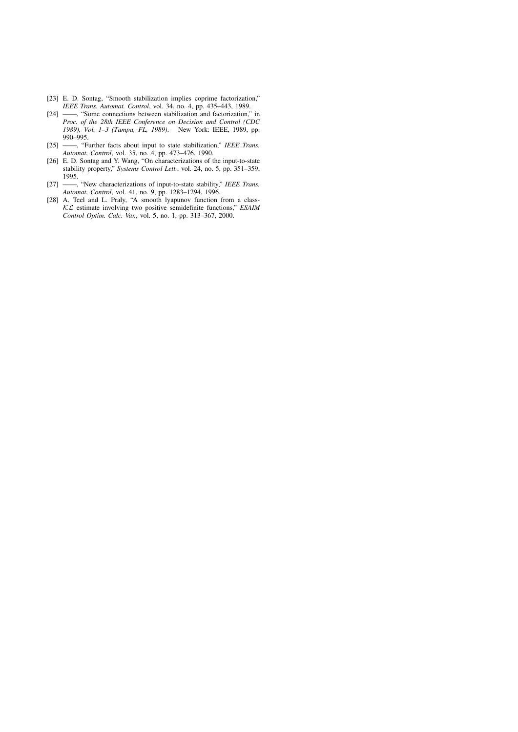[23] E. D. Sontag, "Smooth stabilization implies coprime factorization," *IEEE Trans. Automat. Control*, vol. 34, no. 4, pp. 435–443, 1989.

[24] ——, "Some connections between stabilization and factorization," in *Proc. of the 28th IEEE Conference on Decision and Control (CDC 1989), Vol. 1–3 (Tampa, FL, 1989)*. New York: IEEE, 1989, pp. 990–995.

[25] ——, "Further facts about input to state stabilization," *IEEE Trans. Automat. Control*, vol. 35, no. 4, pp. 473–476, 1990.

[26] E. D. Sontag and Y. Wang, "On characterizations of the input-to-state stability property," *Systems Control Lett.*, vol. 24, no. 5, pp. 351–359, 1995.

[27] ——, "New characterizations of input-to-state stability," *IEEE Trans. Automat. Control*, vol. 41, no. 9, pp. 1283–1294, 1996.

[28] A. Teel and L. Praly, "A smooth lyapunov function from a class-$\mathcal{KL}$ estimate involving two positive semidefinite functions," *ESAIM Control Optim. Calc. Var.*, vol. 5, no. 1, pp. 313–367, 2000.